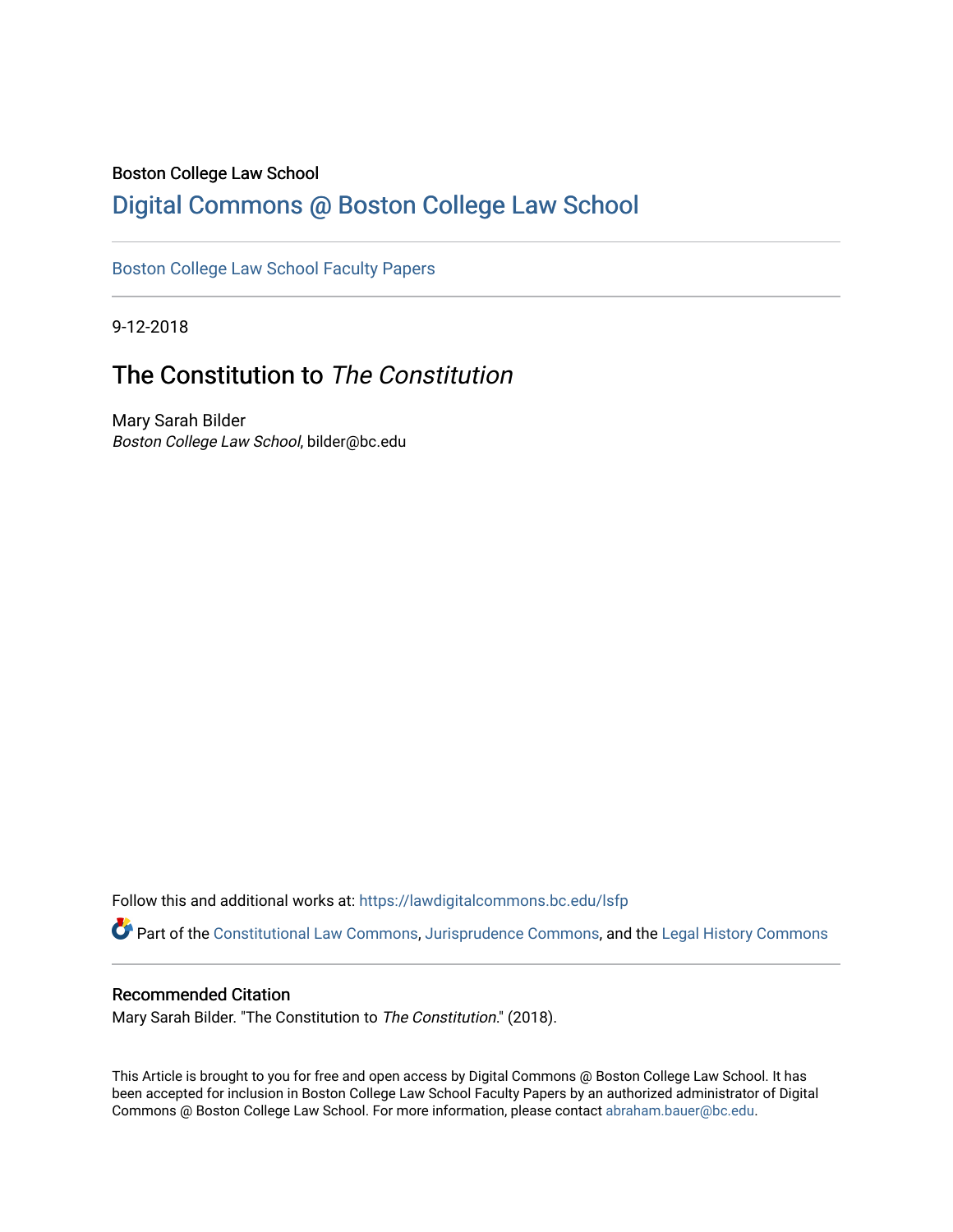Boston College Law School

# Digital Commons @ Boston College Law School

Boston College Law School Faculty Papers

9-12-2018

## The Constitution to *The Constitution*

Mary Sarah Bilder
*Boston College Law School*, bilder@bc.edu

Follow this and additional works at: https://lawdigitalcommons.bc.edu/lsfp

Part of the Constitutional Law Commons, Jurisprudence Commons, and the Legal History Commons

### Recommended Citation

Mary Sarah Bilder. "The Constitution to *The Constitution*." (2018).

This Article is brought to you for free and open access by Digital Commons @ Boston College Law School. It has been accepted for inclusion in Boston College Law School Faculty Papers by an authorized administrator of Digital Commons @ Boston College Law School. For more information, please contact abraham.bauer@bc.edu.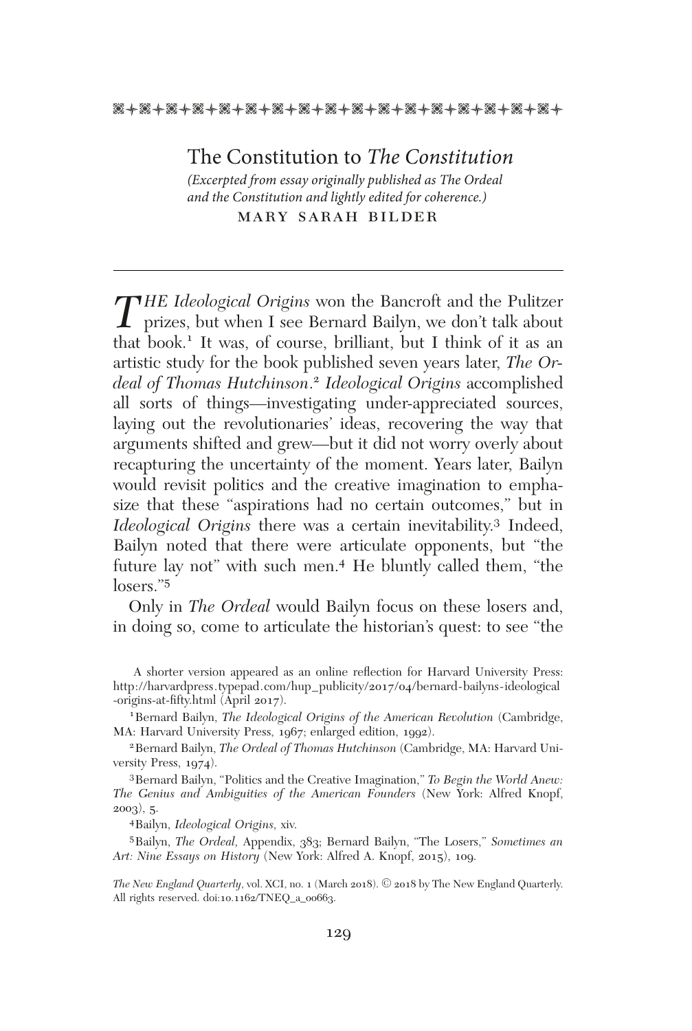# The Constitution to *The Constitution*

*(Excerpted from essay originally published as The Ordeal and the Constitution and lightly edited for coherence.)*

MARY SARAH BILDER

*THE Ideological Origins* won the Bancroft and the Pulitzer prizes, but when I see Bernard Bailyn, we don't talk about that book.[1] It was, of course, brilliant, but I think of it as an artistic study for the book published seven years later, *The Ordeal of Thomas Hutchinson*.[2] *Ideological Origins* accomplished all sorts of things—investigating under-appreciated sources, laying out the revolutionaries' ideas, recovering the way that arguments shifted and grew—but it did not worry overly about recapturing the uncertainty of the moment. Years later, Bailyn would revisit politics and the creative imagination to emphasize that these "aspirations had no certain outcomes," but in *Ideological Origins* there was a certain inevitability.[3] Indeed, Bailyn noted that there were articulate opponents, but "the future lay not" with such men.[4] He bluntly called them, "the losers."[5]

Only in *The Ordeal* would Bailyn focus on these losers and, in doing so, come to articulate the historian's quest: to see "the

A shorter version appeared as an online reflection for Harvard University Press: http://harvardpress.typepad.com/hup_publicity/2017/04/bernard-bailyns-ideological-origins-at-fifty.html (April 2017).

[1] Bernard Bailyn, *The Ideological Origins of the American Revolution* (Cambridge, MA: Harvard University Press, 1967; enlarged edition, 1992).

[2] Bernard Bailyn, *The Ordeal of Thomas Hutchinson* (Cambridge, MA: Harvard University Press, 1974).

[3] Bernard Bailyn, "Politics and the Creative Imagination," *To Begin the World Anew: The Genius and Ambiguities of the American Founders* (New York: Alfred Knopf, 2003), 5.

[4] Bailyn, *Ideological Origins,* xiv.

[5] Bailyn, *The Ordeal,* Appendix, 383; Bernard Bailyn, "The Losers," *Sometimes an Art: Nine Essays on History* (New York: Alfred A. Knopf, 2015), 109.

*The New England Quarterly*, vol. XCI, no. 1 (March 2018). © 2018 by The New England Quarterly. All rights reserved. doi:10.1162/TNEQ_a_00663.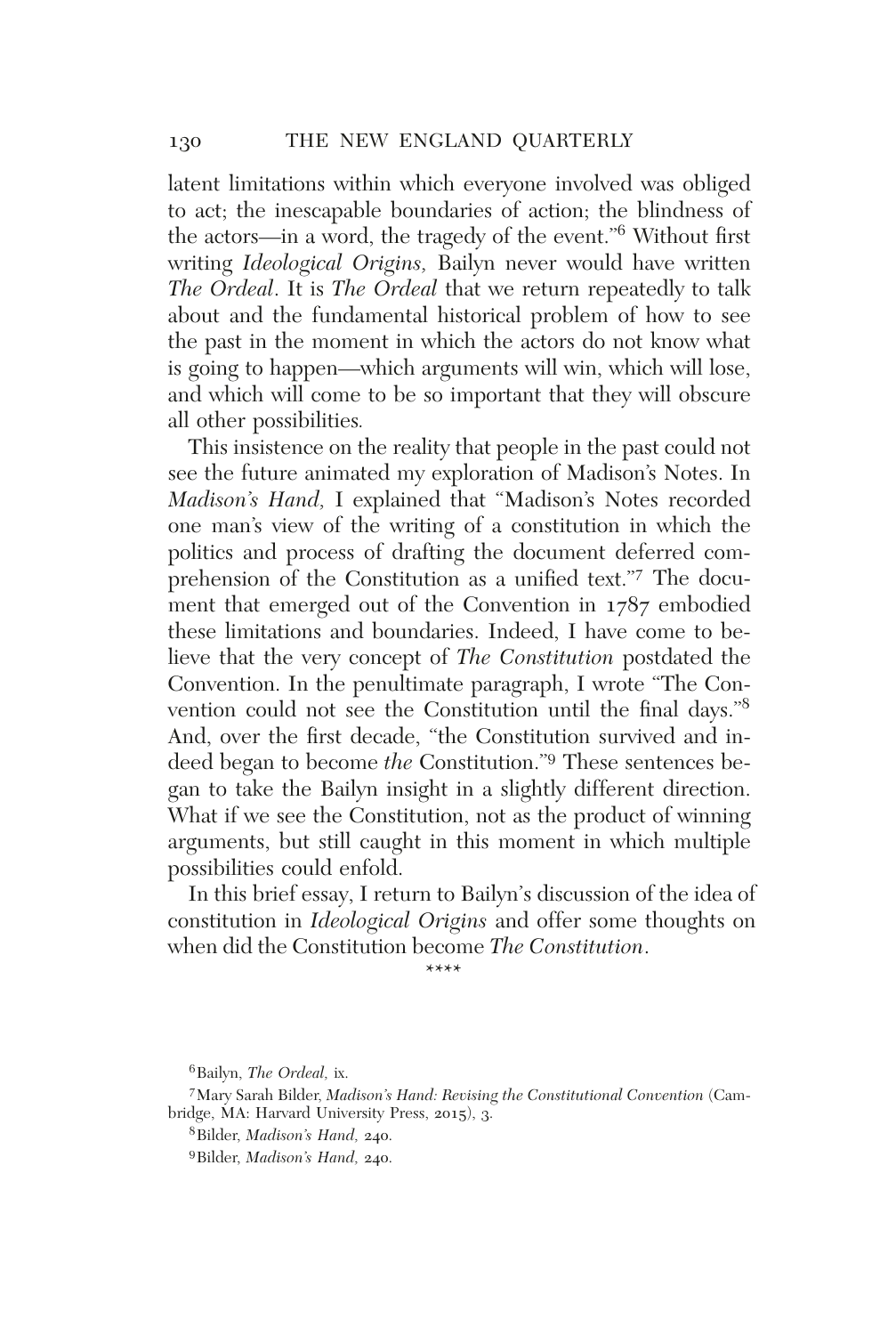latent limitations within which everyone involved was obliged to act; the inescapable boundaries of action; the blindness of the actors—in a word, the tragedy of the event."[6] Without first writing *Ideological Origins,* Bailyn never would have written *The Ordeal*. It is *The Ordeal* that we return repeatedly to talk about and the fundamental historical problem of how to see the past in the moment in which the actors do not know what is going to happen—which arguments will win, which will lose, and which will come to be so important that they will obscure all other possibilities.

This insistence on the reality that people in the past could not see the future animated my exploration of Madison's Notes. In *Madison's Hand,* I explained that "Madison's Notes recorded one man's view of the writing of a constitution in which the politics and process of drafting the document deferred comprehension of the Constitution as a unified text."[7] The document that emerged out of the Convention in 1787 embodied these limitations and boundaries. Indeed, I have come to believe that the very concept of *The Constitution* postdated the Convention. In the penultimate paragraph, I wrote "The Convention could not see the Constitution until the final days."[8] And, over the first decade, "the Constitution survived and indeed began to become *the* Constitution."[9] These sentences began to take the Bailyn insight in a slightly different direction. What if we see the Constitution, not as the product of winning arguments, but still caught in this moment in which multiple possibilities could enfold.

In this brief essay, I return to Bailyn's discussion of the idea of constitution in *Ideological Origins* and offer some thoughts on when did the Constitution become *The Constitution*.

****

[6] Bailyn, *The Ordeal,* ix.

[7] Mary Sarah Bilder, *Madison's Hand: Revising the Constitutional Convention* (Cambridge, MA: Harvard University Press, 2015), 3.

[8] Bilder, *Madison's Hand,* 240.

[9] Bilder, *Madison's Hand,* 240.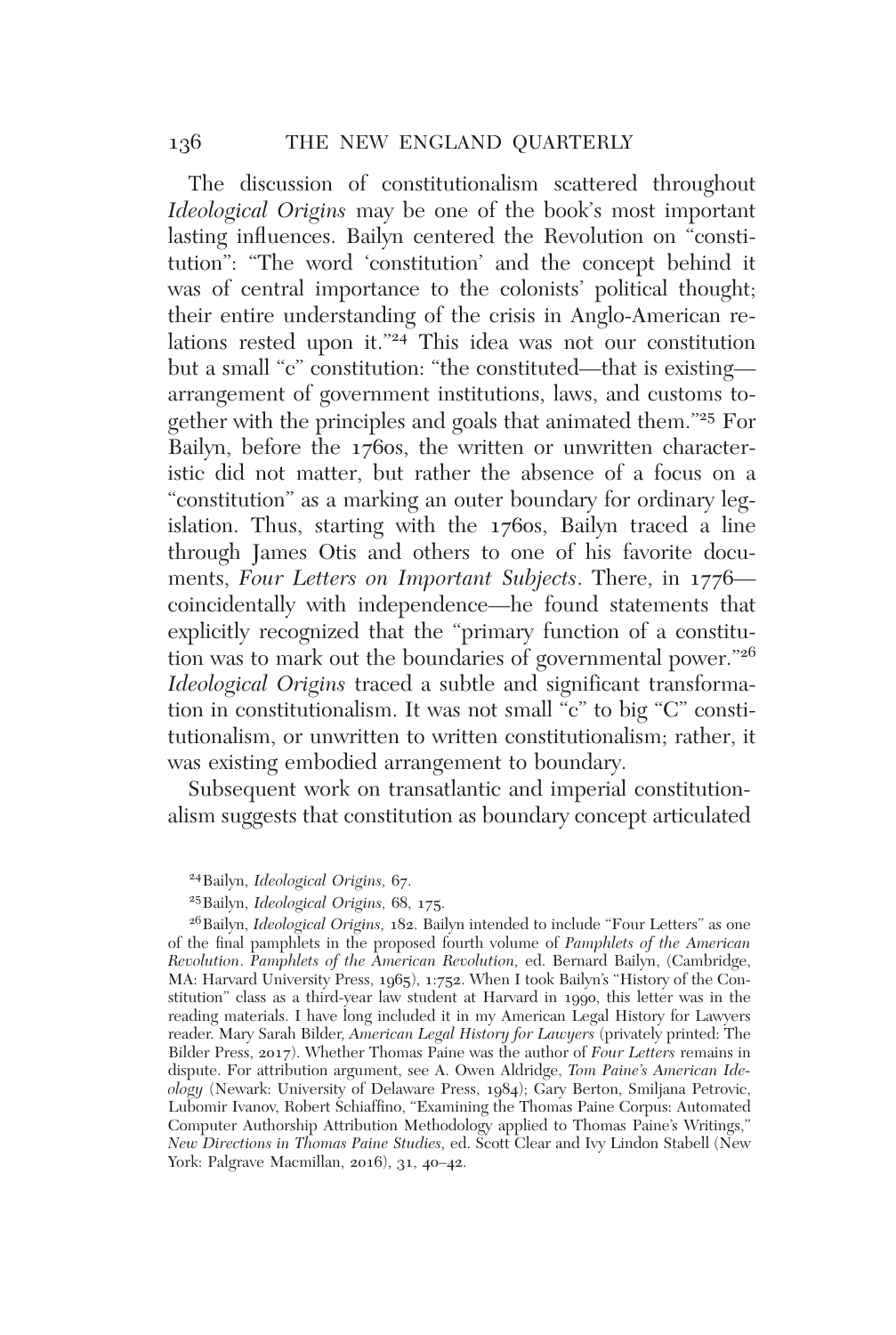The discussion of constitutionalism scattered throughout *Ideological Origins* may be one of the book's most important lasting influences. Bailyn centered the Revolution on "constitution": "The word 'constitution' and the concept behind it was of central importance to the colonists' political thought; their entire understanding of the crisis in Anglo-American relations rested upon it."[24] This idea was not our constitution but a small "c" constitution: "the constituted—that is existing—arrangement of government institutions, laws, and customs together with the principles and goals that animated them."[25] For Bailyn, before the 1760s, the written or unwritten characteristic did not matter, but rather the absence of a focus on a "constitution" as a marking an outer boundary for ordinary legislation. Thus, starting with the 1760s, Bailyn traced a line through James Otis and others to one of his favorite documents, *Four Letters on Important Subjects*. There, in 1776—coincidentally with independence—he found statements that explicitly recognized that the "primary function of a constitution was to mark out the boundaries of governmental power."[26] *Ideological Origins* traced a subtle and significant transformation in constitutionalism. It was not small "c" to big "C" constitutionalism, or unwritten to written constitutionalism; rather, it was existing embodied arrangement to boundary.

Subsequent work on transatlantic and imperial constitutionalism suggests that constitution as boundary concept articulated

---

[24] Bailyn, *Ideological Origins,* 67.

[25] Bailyn, *Ideological Origins,* 68, 175.

[26] Bailyn, *Ideological Origins,* 182. Bailyn intended to include "Four Letters" as one of the final pamphlets in the proposed fourth volume of *Pamphlets of the American Revolution*. *Pamphlets of the American Revolution,* ed. Bernard Bailyn, (Cambridge, MA: Harvard University Press, 1965), 1:752. When I took Bailyn's "History of the Constitution" class as a third-year law student at Harvard in 1990, this letter was in the reading materials. I have long included it in my American Legal History for Lawyers reader. Mary Sarah Bilder, *American Legal History for Lawyers* (privately printed: The Bilder Press, 2017). Whether Thomas Paine was the author of *Four Letters* remains in dispute. For attribution argument, see A. Owen Aldridge, *Tom Paine's American Ideology* (Newark: University of Delaware Press, 1984); Gary Berton, Smiljana Petrovic, Lubomir Ivanov, Robert Schiaffino, "Examining the Thomas Paine Corpus: Automated Computer Authorship Attribution Methodology applied to Thomas Paine's Writings," *New Directions in Thomas Paine Studies,* ed. Scott Clear and Ivy Lindon Stabell (New York: Palgrave Macmillan, 2016), 31, 40–42.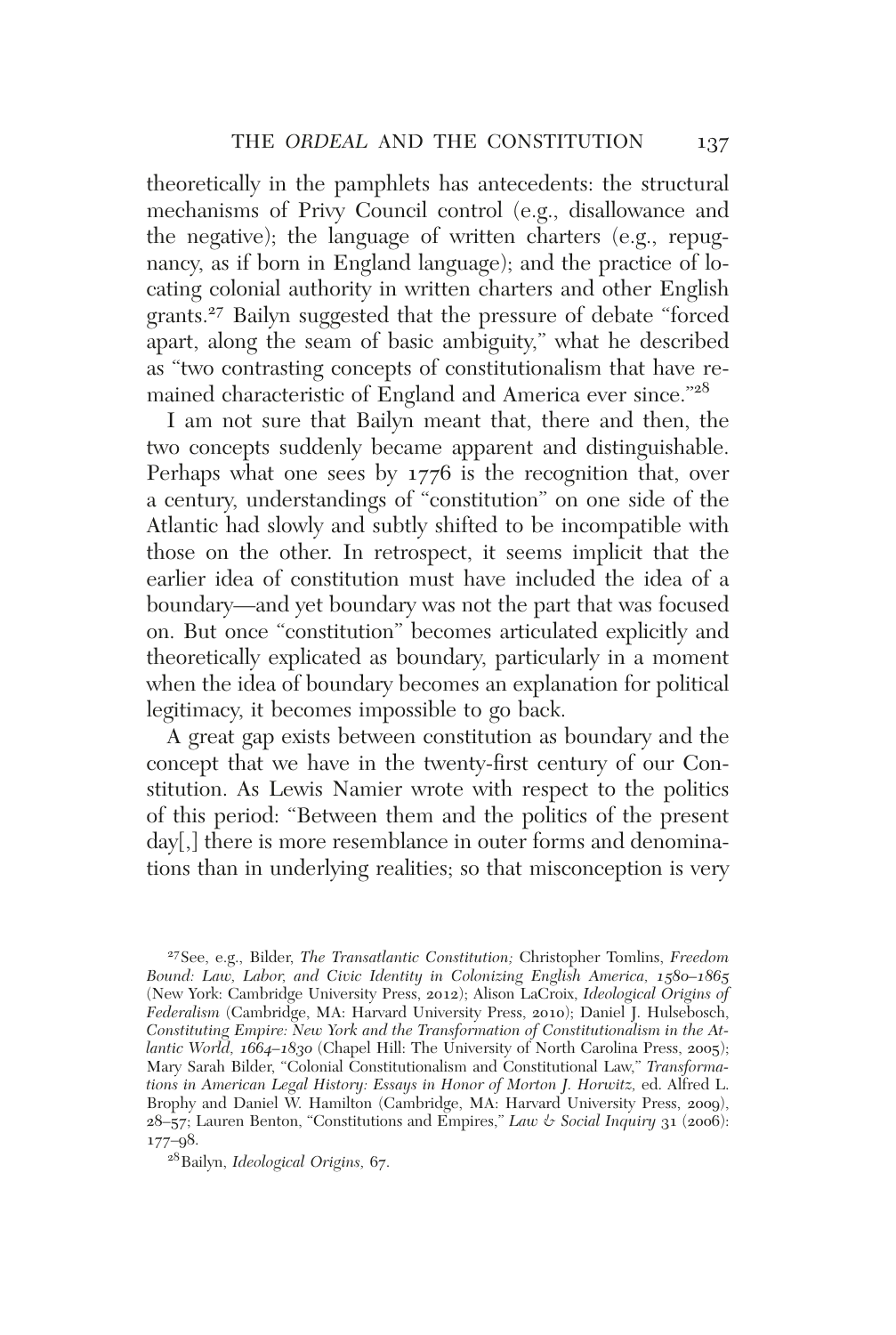theoretically in the pamphlets has antecedents: the structural mechanisms of Privy Council control (e.g., disallowance and the negative); the language of written charters (e.g., repugnancy, as if born in England language); and the practice of locating colonial authority in written charters and other English grants.[27] Bailyn suggested that the pressure of debate "forced apart, along the seam of basic ambiguity," what he described as "two contrasting concepts of constitutionalism that have remained characteristic of England and America ever since."[28]

I am not sure that Bailyn meant that, there and then, the two concepts suddenly became apparent and distinguishable. Perhaps what one sees by 1776 is the recognition that, over a century, understandings of "constitution" on one side of the Atlantic had slowly and subtly shifted to be incompatible with those on the other. In retrospect, it seems implicit that the earlier idea of constitution must have included the idea of a boundary—and yet boundary was not the part that was focused on. But once "constitution" becomes articulated explicitly and theoretically explicated as boundary, particularly in a moment when the idea of boundary becomes an explanation for political legitimacy, it becomes impossible to go back.

A great gap exists between constitution as boundary and the concept that we have in the twenty-first century of our Constitution. As Lewis Namier wrote with respect to the politics of this period: "Between them and the politics of the present day[,] there is more resemblance in outer forms and denominations than in underlying realities; so that misconception is very

---

[27] See, e.g., Bilder, *The Transatlantic Constitution;* Christopher Tomlins, *Freedom Bound: Law, Labor, and Civic Identity in Colonizing English America, 1580–1865* (New York: Cambridge University Press, 2012); Alison LaCroix, *Ideological Origins of Federalism* (Cambridge, MA: Harvard University Press, 2010); Daniel J. Hulsebosch, *Constituting Empire: New York and the Transformation of Constitutionalism in the Atlantic World, 1664–1830* (Chapel Hill: The University of North Carolina Press, 2005); Mary Sarah Bilder, "Colonial Constitutionalism and Constitutional Law," *Transformations in American Legal History: Essays in Honor of Morton J. Horwitz,* ed. Alfred L. Brophy and Daniel W. Hamilton (Cambridge, MA: Harvard University Press, 2009), 28–57; Lauren Benton, "Constitutions and Empires," *Law & Social Inquiry* 31 (2006): 177–98.

[28] Bailyn, *Ideological Origins,* 67.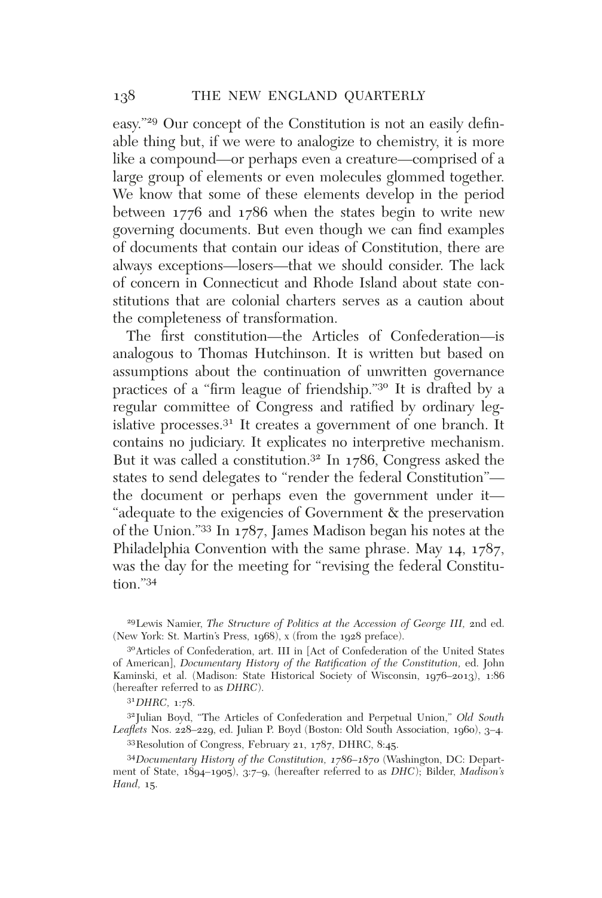easy."[29] Our concept of the Constitution is not an easily definable thing but, if we were to analogize to chemistry, it is more like a compound—or perhaps even a creature—comprised of a large group of elements or even molecules glommed together. We know that some of these elements develop in the period between 1776 and 1786 when the states begin to write new governing documents. But even though we can find examples of documents that contain our ideas of Constitution, there are always exceptions—losers—that we should consider. The lack of concern in Connecticut and Rhode Island about state constitutions that are colonial charters serves as a caution about the completeness of transformation.

The first constitution—the Articles of Confederation—is analogous to Thomas Hutchinson. It is written but based on assumptions about the continuation of unwritten governance practices of a "firm league of friendship."[30] It is drafted by a regular committee of Congress and ratified by ordinary legislative processes.[31] It creates a government of one branch. It contains no judiciary. It explicates no interpretive mechanism. But it was called a constitution.[32] In 1786, Congress asked the states to send delegates to "render the federal Constitution"—the document or perhaps even the government under it—"adequate to the exigencies of Government & the preservation of the Union."[33] In 1787, James Madison began his notes at the Philadelphia Convention with the same phrase. May 14, 1787, was the day for the meeting for "revising the federal Constitution."[34]

[29]Lewis Namier, *The Structure of Politics at the Accession of George III,* 2nd ed. (New York: St. Martin's Press, 1968), x (from the 1928 preface).

[30]Articles of Confederation, art. III in [Act of Confederation of the United States of American], *Documentary History of the Ratification of the Constitution,* ed. John Kaminski, et al. (Madison: State Historical Society of Wisconsin, 1976–2013), 1:86 (hereafter referred to as *DHRC*).

[31]*DHRC,* 1:78.

[32]Julian Boyd, "The Articles of Confederation and Perpetual Union," *Old South Leaflets* Nos. 228–229, ed. Julian P. Boyd (Boston: Old South Association, 1960), 3–4.

[33]Resolution of Congress, February 21, 1787, DHRC, 8:45.

[34]*Documentary History of the Constitution, 1786–1870* (Washington, DC: Department of State, 1894–1905), 3:7–9, (hereafter referred to as *DHC*); Bilder, *Madison's Hand,* 15.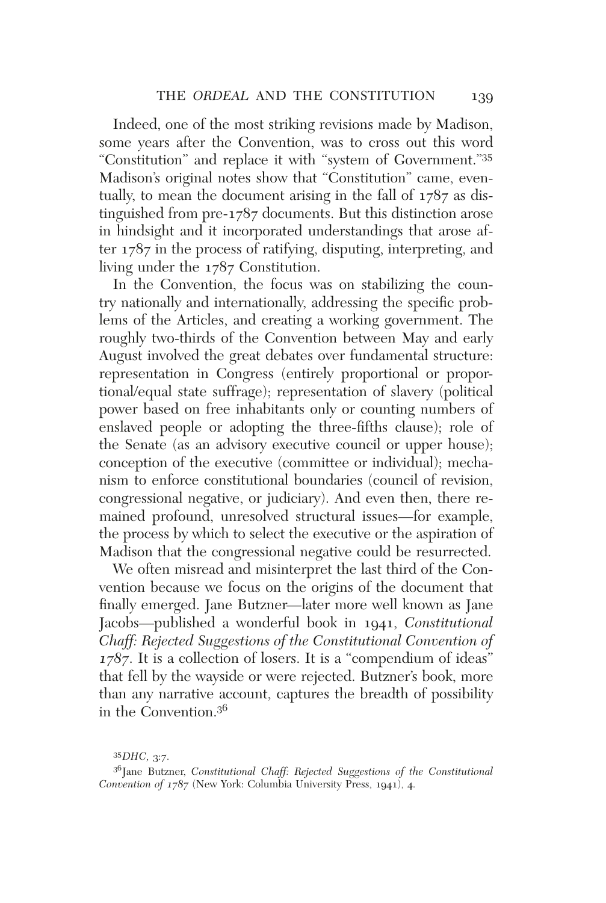Indeed, one of the most striking revisions made by Madison, some years after the Convention, was to cross out this word "Constitution" and replace it with "system of Government."[35] Madison's original notes show that "Constitution" came, eventually, to mean the document arising in the fall of 1787 as distinguished from pre-1787 documents. But this distinction arose in hindsight and it incorporated understandings that arose after 1787 in the process of ratifying, disputing, interpreting, and living under the 1787 Constitution.

In the Convention, the focus was on stabilizing the country nationally and internationally, addressing the specific problems of the Articles, and creating a working government. The roughly two-thirds of the Convention between May and early August involved the great debates over fundamental structure: representation in Congress (entirely proportional or proportional/equal state suffrage); representation of slavery (political power based on free inhabitants only or counting numbers of enslaved people or adopting the three-fifths clause); role of the Senate (as an advisory executive council or upper house); conception of the executive (committee or individual); mechanism to enforce constitutional boundaries (council of revision, congressional negative, or judiciary). And even then, there remained profound, unresolved structural issues—for example, the process by which to select the executive or the aspiration of Madison that the congressional negative could be resurrected.

We often misread and misinterpret the last third of the Convention because we focus on the origins of the document that finally emerged. Jane Butzner—later more well known as Jane Jacobs—published a wonderful book in 1941, *Constitutional Chaff: Rejected Suggestions of the Constitutional Convention of 1787*. It is a collection of losers. It is a "compendium of ideas" that fell by the wayside or were rejected. Butzner's book, more than any narrative account, captures the breadth of possibility in the Convention.[36]

[35] *DHC*, 3:7.

[36] Jane Butzner, *Constitutional Chaff: Rejected Suggestions of the Constitutional Convention of 1787* (New York: Columbia University Press, 1941), 4.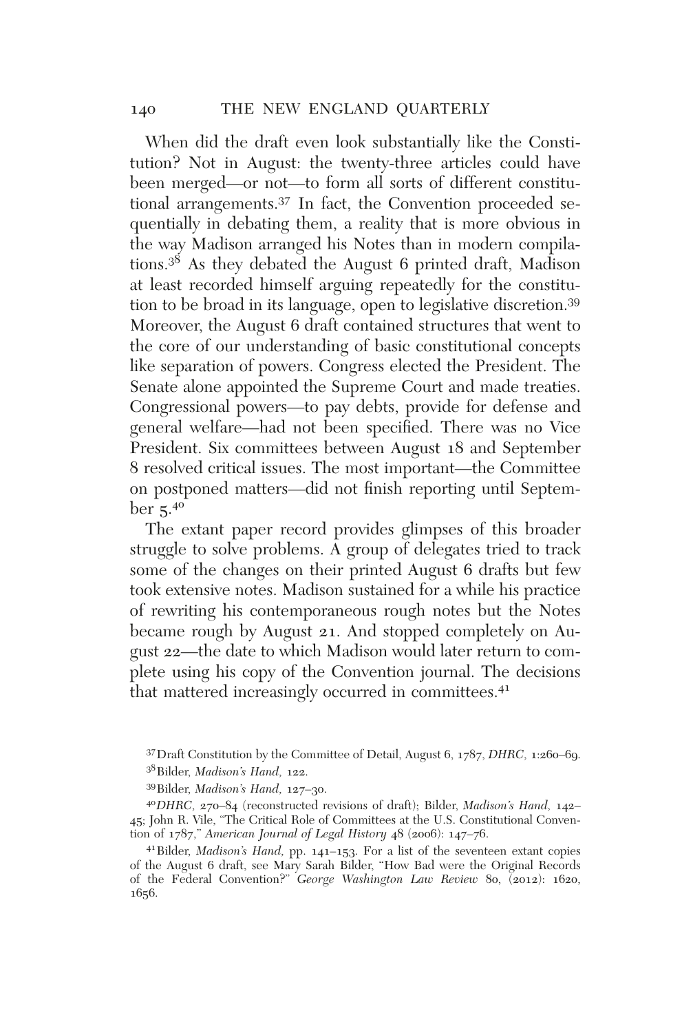When did the draft even look substantially like the Constitution? Not in August: the twenty-three articles could have been merged—or not—to form all sorts of different constitutional arrangements.[37] In fact, the Convention proceeded sequentially in debating them, a reality that is more obvious in the way Madison arranged his Notes than in modern compilations.[38] As they debated the August 6 printed draft, Madison at least recorded himself arguing repeatedly for the constitution to be broad in its language, open to legislative discretion.[39] Moreover, the August 6 draft contained structures that went to the core of our understanding of basic constitutional concepts like separation of powers. Congress elected the President. The Senate alone appointed the Supreme Court and made treaties. Congressional powers—to pay debts, provide for defense and general welfare—had not been specified. There was no Vice President. Six committees between August 18 and September 8 resolved critical issues. The most important—the Committee on postponed matters—did not finish reporting until September 5.[40]

The extant paper record provides glimpses of this broader struggle to solve problems. A group of delegates tried to track some of the changes on their printed August 6 drafts but few took extensive notes. Madison sustained for a while his practice of rewriting his contemporaneous rough notes but the Notes became rough by August 21. And stopped completely on August 22—the date to which Madison would later return to complete using his copy of the Convention journal. The decisions that mattered increasingly occurred in committees.[41]

[37] Draft Constitution by the Committee of Detail, August 6, 1787, *DHRC,* 1:260–69.

[38] Bilder, *Madison's Hand,* 122.

[39] Bilder, *Madison's Hand,* 127–30.

[40] *DHRC,* 270–84 (reconstructed revisions of draft); Bilder, *Madison's Hand,* 142–45; John R. Vile, "The Critical Role of Committees at the U.S. Constitutional Convention of 1787," *American Journal of Legal History* 48 (2006): 147–76.

[41] Bilder, *Madison's Hand,* pp. 141–153. For a list of the seventeen extant copies of the August 6 draft, see Mary Sarah Bilder, "How Bad were the Original Records of the Federal Convention?" *George Washington Law Review* 80, (2012): 1620, 1656.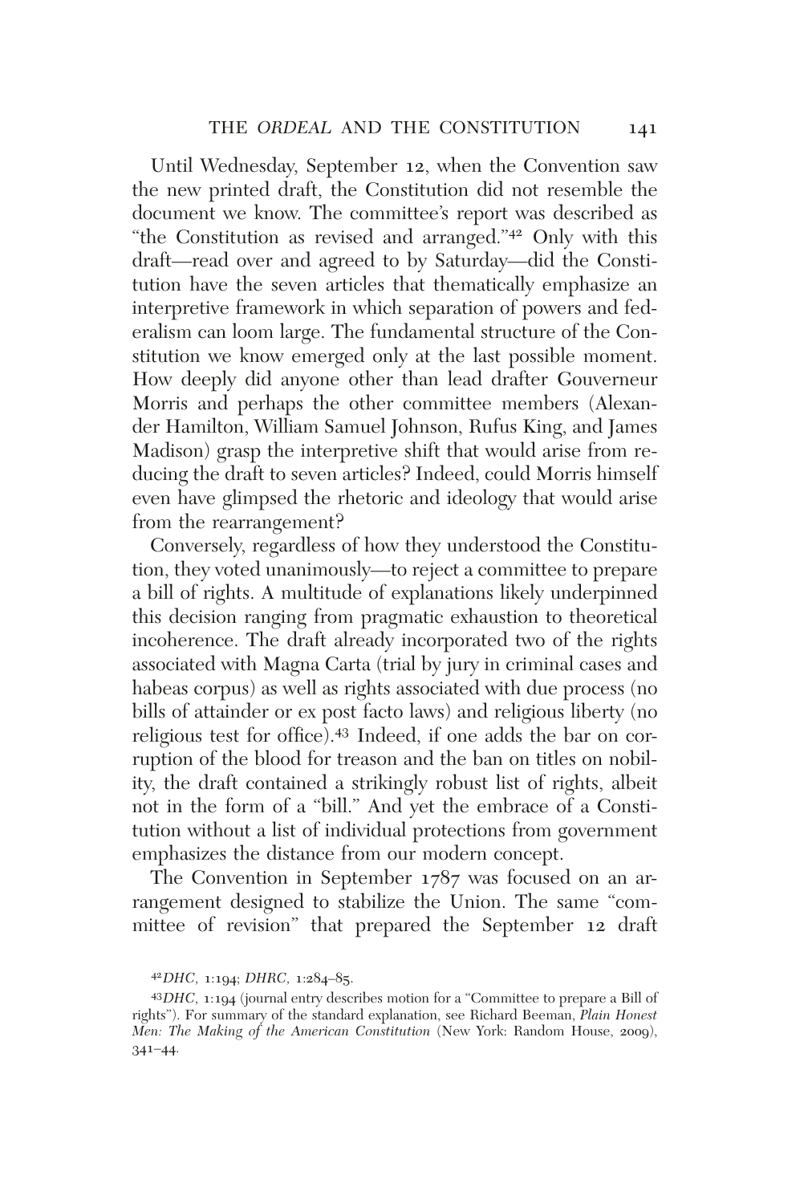Until Wednesday, September 12, when the Convention saw the new printed draft, the Constitution did not resemble the document we know. The committee's report was described as "the Constitution as revised and arranged."[42] Only with this draft—read over and agreed to by Saturday—did the Constitution have the seven articles that thematically emphasize an interpretive framework in which separation of powers and federalism can loom large. The fundamental structure of the Constitution we know emerged only at the last possible moment. How deeply did anyone other than lead drafter Gouverneur Morris and perhaps the other committee members (Alexander Hamilton, William Samuel Johnson, Rufus King, and James Madison) grasp the interpretive shift that would arise from reducing the draft to seven articles? Indeed, could Morris himself even have glimpsed the rhetoric and ideology that would arise from the rearrangement?

Conversely, regardless of how they understood the Constitution, they voted unanimously—to reject a committee to prepare a bill of rights. A multitude of explanations likely underpinned this decision ranging from pragmatic exhaustion to theoretical incoherence. The draft already incorporated two of the rights associated with Magna Carta (trial by jury in criminal cases and habeas corpus) as well as rights associated with due process (no bills of attainder or ex post facto laws) and religious liberty (no religious test for office).[43] Indeed, if one adds the bar on corruption of the blood for treason and the ban on titles on nobility, the draft contained a strikingly robust list of rights, albeit not in the form of a "bill." And yet the embrace of a Constitution without a list of individual protections from government emphasizes the distance from our modern concept.

The Convention in September 1787 was focused on an arrangement designed to stabilize the Union. The same "committee of revision" that prepared the September 12 draft

[42] *DHC,* 1:194; *DHRC,* 1:284–85.

[43] *DHC,* 1:194 (journal entry describes motion for a "Committee to prepare a Bill of rights"). For summary of the standard explanation, see Richard Beeman, *Plain Honest Men: The Making of the American Constitution* (New York: Random House, 2009), 341–44.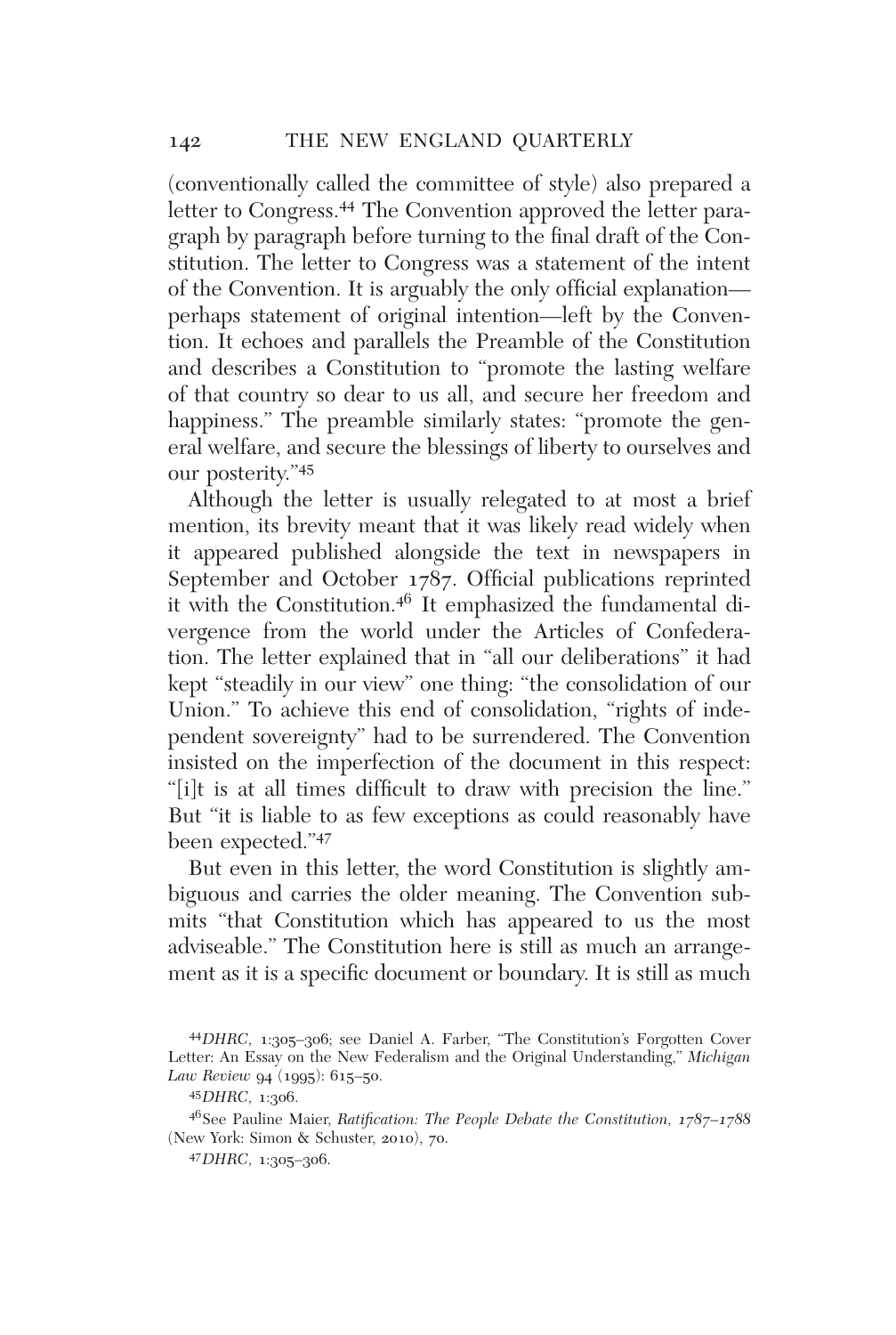(conventionally called the committee of style) also prepared a letter to Congress.[44] The Convention approved the letter paragraph by paragraph before turning to the final draft of the Constitution. The letter to Congress was a statement of the intent of the Convention. It is arguably the only official explanation—perhaps statement of original intention—left by the Convention. It echoes and parallels the Preamble of the Constitution and describes a Constitution to "promote the lasting welfare of that country so dear to us all, and secure her freedom and happiness." The preamble similarly states: "promote the general welfare, and secure the blessings of liberty to ourselves and our posterity."[45]

Although the letter is usually relegated to at most a brief mention, its brevity meant that it was likely read widely when it appeared published alongside the text in newspapers in September and October 1787. Official publications reprinted it with the Constitution.[46] It emphasized the fundamental divergence from the world under the Articles of Confederation. The letter explained that in "all our deliberations" it had kept "steadily in our view" one thing: "the consolidation of our Union." To achieve this end of consolidation, "rights of independent sovereignty" had to be surrendered. The Convention insisted on the imperfection of the document in this respect: "[i]t is at all times difficult to draw with precision the line." But "it is liable to as few exceptions as could reasonably have been expected."[47]

But even in this letter, the word Constitution is slightly ambiguous and carries the older meaning. The Convention submits "that Constitution which has appeared to us the most adviseable." The Constitution here is still as much an arrangement as it is a specific document or boundary. It is still as much

---

[44] *DHRC,* 1:305–306; see Daniel A. Farber, "The Constitution's Forgotten Cover Letter: An Essay on the New Federalism and the Original Understanding," *Michigan Law Review* 94 (1995): 615–50.

[45] *DHRC,* 1:306.

[46] See Pauline Maier, *Ratification: The People Debate the Constitution, 1787–1788* (New York: Simon & Schuster, 2010), 70.

[47] *DHRC,* 1:305–306.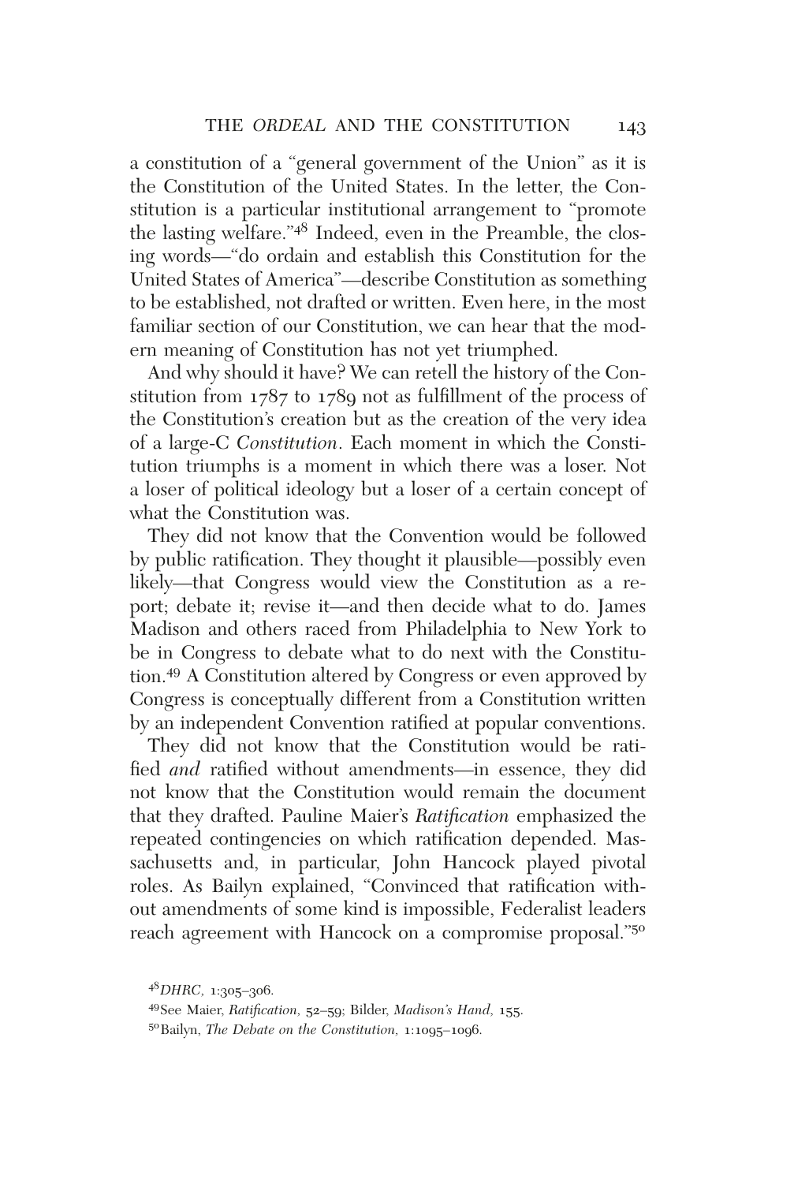a constitution of a "general government of the Union" as it is the Constitution of the United States. In the letter, the Constitution is a particular institutional arrangement to "promote the lasting welfare."[48] Indeed, even in the Preamble, the closing words—"do ordain and establish this Constitution for the United States of America"—describe Constitution as something to be established, not drafted or written. Even here, in the most familiar section of our Constitution, we can hear that the modern meaning of Constitution has not yet triumphed.

And why should it have? We can retell the history of the Constitution from 1787 to 1789 not as fulfillment of the process of the Constitution's creation but as the creation of the very idea of a large-C *Constitution*. Each moment in which the Constitution triumphs is a moment in which there was a loser. Not a loser of political ideology but a loser of a certain concept of what the Constitution was.

They did not know that the Convention would be followed by public ratification. They thought it plausible—possibly even likely—that Congress would view the Constitution as a report; debate it; revise it—and then decide what to do. James Madison and others raced from Philadelphia to New York to be in Congress to debate what to do next with the Constitution.[49] A Constitution altered by Congress or even approved by Congress is conceptually different from a Constitution written by an independent Convention ratified at popular conventions.

They did not know that the Constitution would be ratified *and* ratified without amendments—in essence, they did not know that the Constitution would remain the document that they drafted. Pauline Maier's *Ratification* emphasized the repeated contingencies on which ratification depended. Massachusetts and, in particular, John Hancock played pivotal roles. As Bailyn explained, "Convinced that ratification without amendments of some kind is impossible, Federalist leaders reach agreement with Hancock on a compromise proposal."[50]

[48] *DHRC*, 1:305–306.

[49] See Maier, *Ratification*, 52–59; Bilder, *Madison's Hand*, 155.

[50] Bailyn, *The Debate on the Constitution*, 1:1095–1096.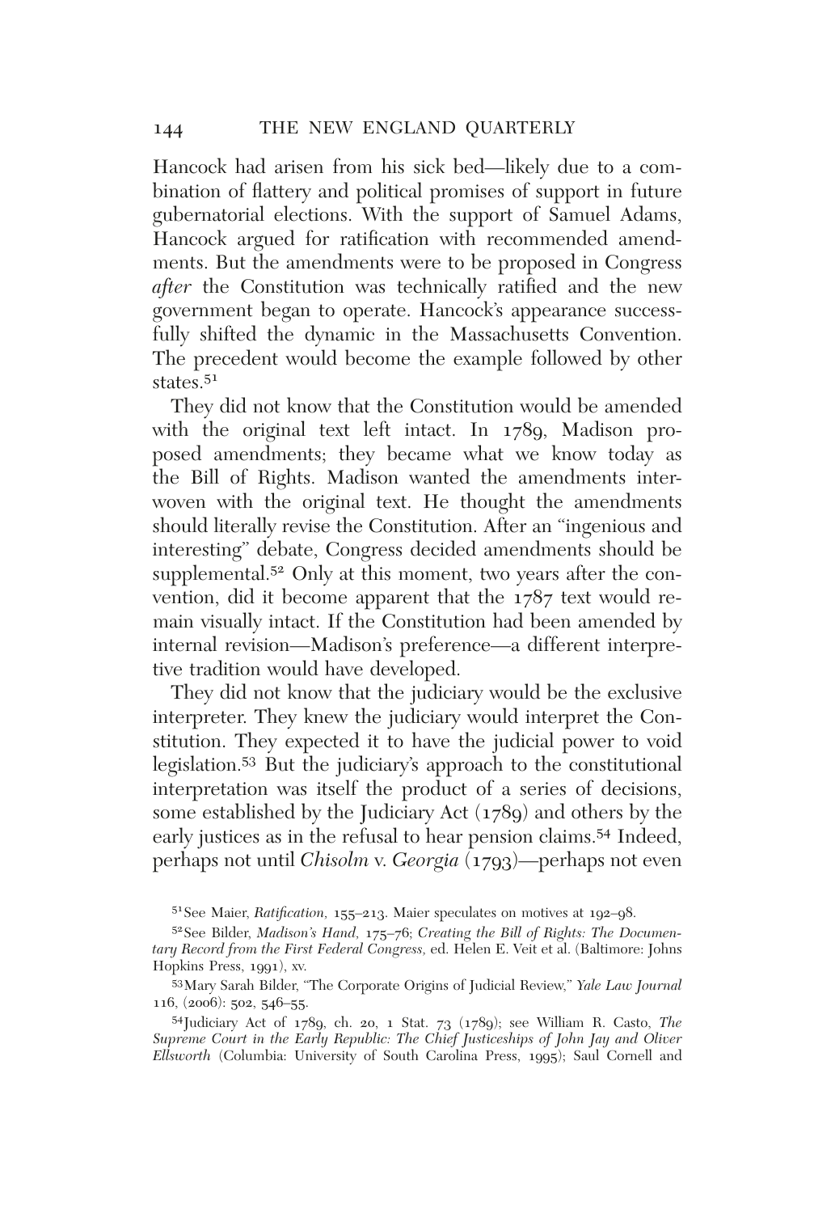Hancock had arisen from his sick bed—likely due to a combination of flattery and political promises of support in future gubernatorial elections. With the support of Samuel Adams, Hancock argued for ratification with recommended amendments. But the amendments were to be proposed in Congress *after* the Constitution was technically ratified and the new government began to operate. Hancock's appearance successfully shifted the dynamic in the Massachusetts Convention. The precedent would become the example followed by other states.[51]

They did not know that the Constitution would be amended with the original text left intact. In 1789, Madison proposed amendments; they became what we know today as the Bill of Rights. Madison wanted the amendments interwoven with the original text. He thought the amendments should literally revise the Constitution. After an "ingenious and interesting" debate, Congress decided amendments should be supplemental.[52] Only at this moment, two years after the convention, did it become apparent that the 1787 text would remain visually intact. If the Constitution had been amended by internal revision—Madison's preference—a different interpretive tradition would have developed.

They did not know that the judiciary would be the exclusive interpreter. They knew the judiciary would interpret the Constitution. They expected it to have the judicial power to void legislation.[53] But the judiciary's approach to the constitutional interpretation was itself the product of a series of decisions, some established by the Judiciary Act (1789) and others by the early justices as in the refusal to hear pension claims.[54] Indeed, perhaps not until *Chisolm* v. *Georgia* (1793)—perhaps not even

---

[51] See Maier, *Ratification,* 155–213. Maier speculates on motives at 192–98.

[52] See Bilder, *Madison's Hand,* 175–76; *Creating the Bill of Rights: The Documentary Record from the First Federal Congress,* ed. Helen E. Veit et al. (Baltimore: Johns Hopkins Press, 1991), xv.

[53] Mary Sarah Bilder, "The Corporate Origins of Judicial Review," *Yale Law Journal* 116, (2006): 502, 546–55.

[54] Judiciary Act of 1789, ch. 20, 1 Stat. 73 (1789); see William R. Casto, *The Supreme Court in the Early Republic: The Chief Justiceships of John Jay and Oliver Ellsworth* (Columbia: University of South Carolina Press, 1995); Saul Cornell and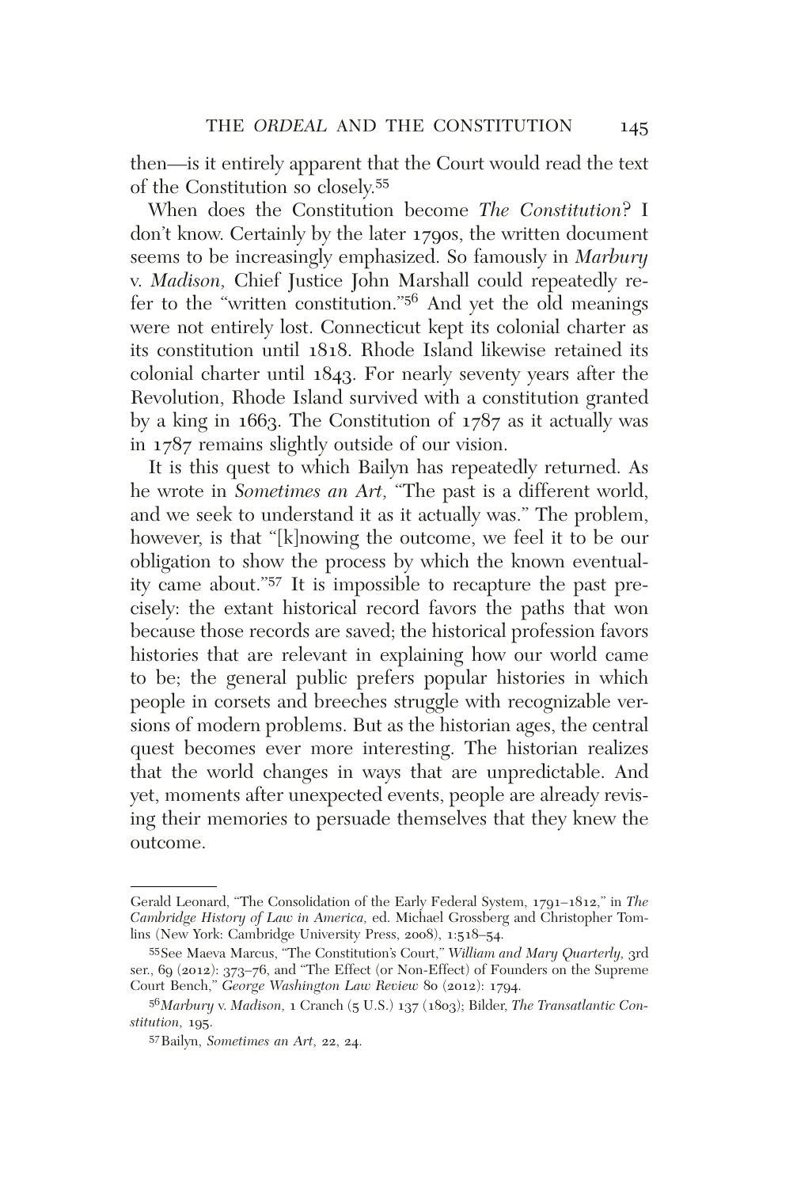then—is it entirely apparent that the Court would read the text of the Constitution so closely.[55]

When does the Constitution become *The Constitution*? I don't know. Certainly by the later 1790s, the written document seems to be increasingly emphasized. So famously in *Marbury* v. *Madison*, Chief Justice John Marshall could repeatedly refer to the "written constitution."[56] And yet the old meanings were not entirely lost. Connecticut kept its colonial charter as its constitution until 1818. Rhode Island likewise retained its colonial charter until 1843. For nearly seventy years after the Revolution, Rhode Island survived with a constitution granted by a king in 1663. The Constitution of 1787 as it actually was in 1787 remains slightly outside of our vision.

It is this quest to which Bailyn has repeatedly returned. As he wrote in *Sometimes an Art*, "The past is a different world, and we seek to understand it as it actually was." The problem, however, is that "[k]nowing the outcome, we feel it to be our obligation to show the process by which the known eventuality came about."[57] It is impossible to recapture the past precisely: the extant historical record favors the paths that won because those records are saved; the historical profession favors histories that are relevant in explaining how our world came to be; the general public prefers popular histories in which people in corsets and breeches struggle with recognizable versions of modern problems. But as the historian ages, the central quest becomes ever more interesting. The historian realizes that the world changes in ways that are unpredictable. And yet, moments after unexpected events, people are already revising their memories to persuade themselves that they knew the outcome.

---

Gerald Leonard, "The Consolidation of the Early Federal System, 1791–1812," in *The Cambridge History of Law in America*, ed. Michael Grossberg and Christopher Tomlins (New York: Cambridge University Press, 2008), 1:518–54.

[55] See Maeva Marcus, "The Constitution's Court," *William and Mary Quarterly*, 3rd ser., 69 (2012): 373–76, and "The Effect (or Non-Effect) of Founders on the Supreme Court Bench," *George Washington Law Review* 80 (2012): 1794.

[56] *Marbury* v. *Madison*, 1 Cranch (5 U.S.) 137 (1803); Bilder, *The Transatlantic Constitution*, 195.

[57] Bailyn, *Sometimes an Art*, 22, 24.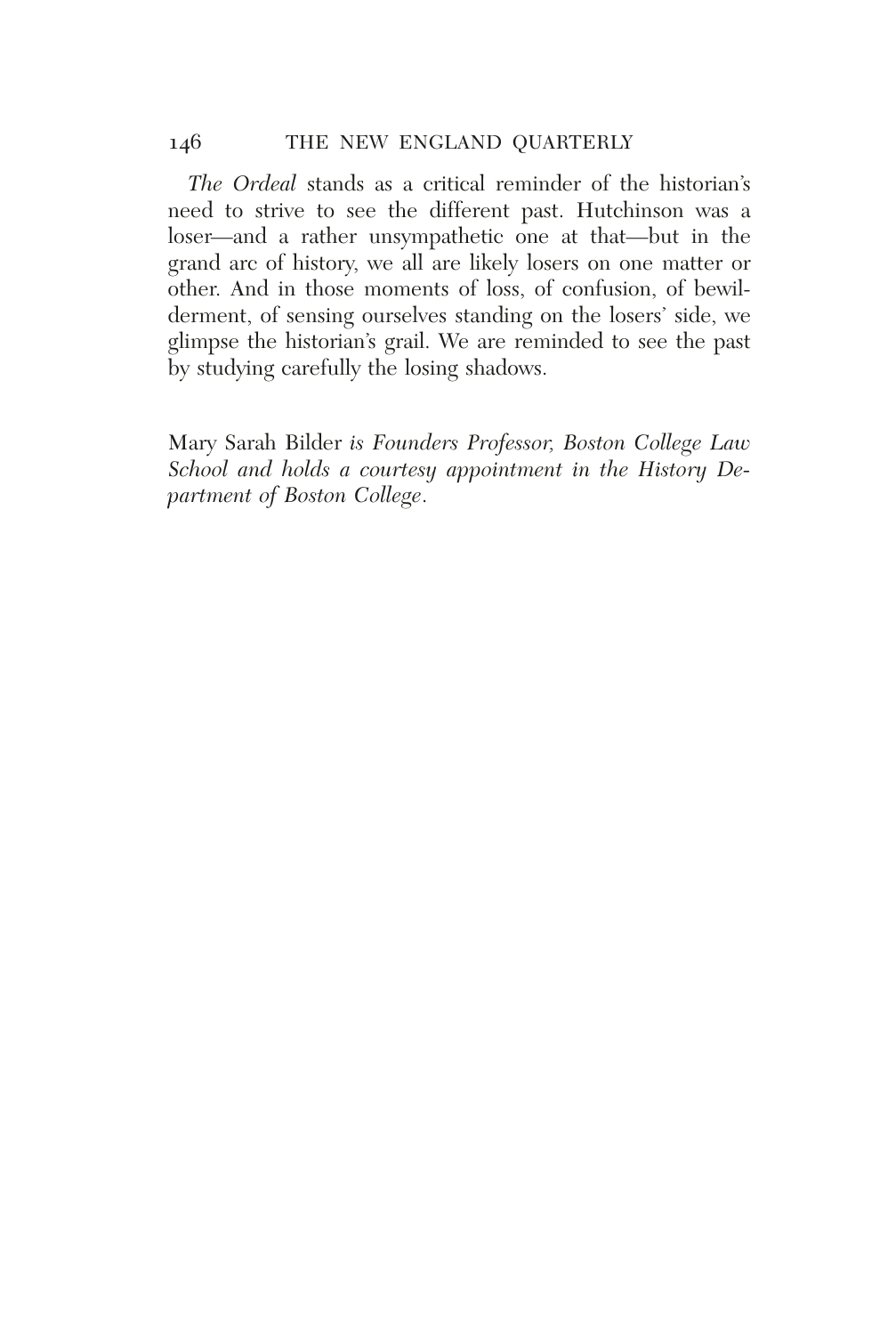*The Ordeal* stands as a critical reminder of the historian's need to strive to see the different past. Hutchinson was a loser—and a rather unsympathetic one at that—but in the grand arc of history, we all are likely losers on one matter or other. And in those moments of loss, of confusion, of bewilderment, of sensing ourselves standing on the losers' side, we glimpse the historian's grail. We are reminded to see the past by studying carefully the losing shadows.

Mary Sarah Bilder *is Founders Professor, Boston College Law School and holds a courtesy appointment in the History Department of Boston College.*